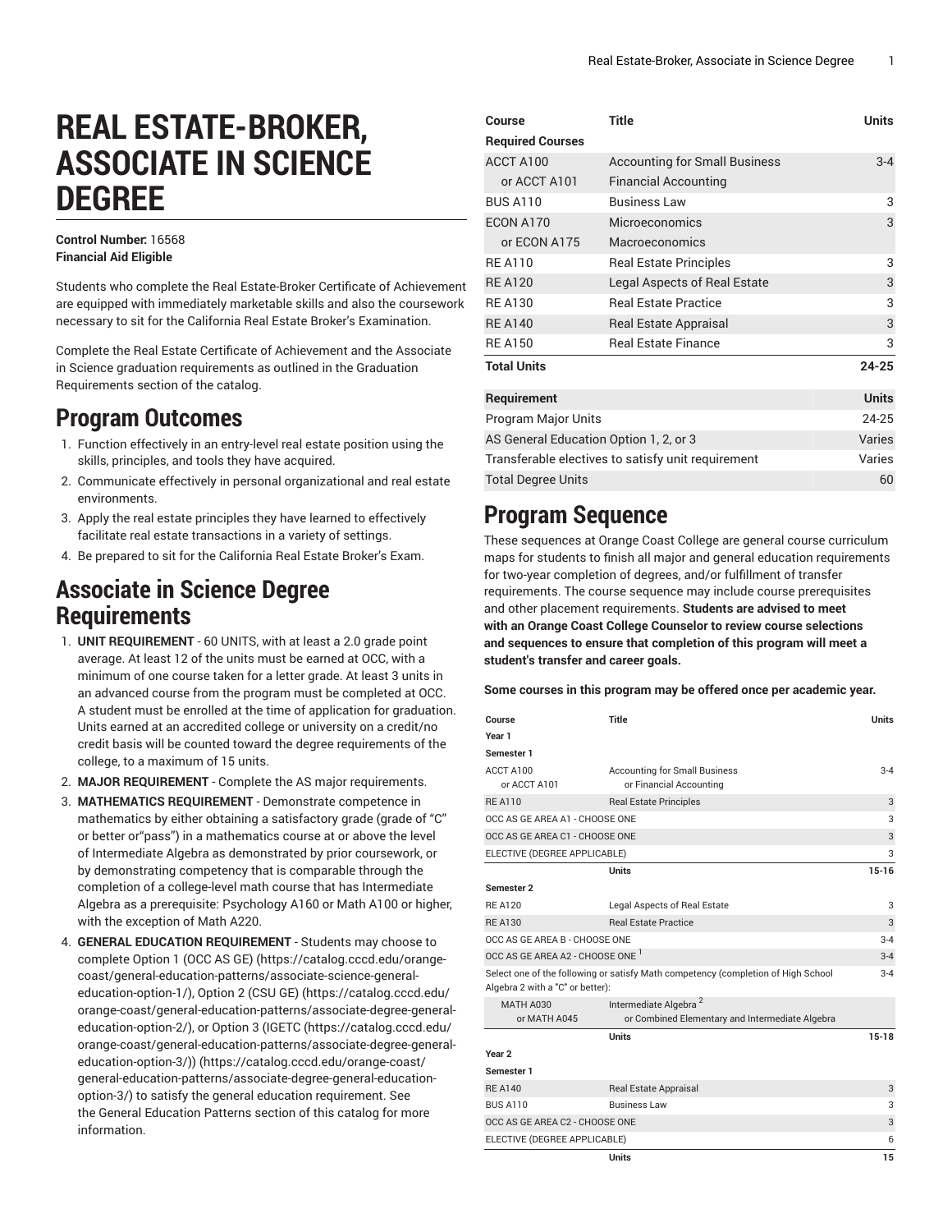# REAL ESTATE-BROKER, ASSOCIATE IN SCIENCE DEGREE

**Control Number:** 16568
**Financial Aid Eligible**

Students who complete the Real Estate-Broker Certificate of Achievement are equipped with immediately marketable skills and also the coursework necessary to sit for the California Real Estate Broker's Examination.

Complete the Real Estate Certificate of Achievement and the Associate in Science graduation requirements as outlined in the Graduation Requirements section of the catalog.

## Program Outcomes

1. Function effectively in an entry-level real estate position using the skills, principles, and tools they have acquired.
2. Communicate effectively in personal organizational and real estate environments.
3. Apply the real estate principles they have learned to effectively facilitate real estate transactions in a variety of settings.
4. Be prepared to sit for the California Real Estate Broker's Exam.

## Associate in Science Degree Requirements

1. **UNIT REQUIREMENT** - 60 UNITS, with at least a 2.0 grade point average. At least 12 of the units must be earned at OCC, with a minimum of one course taken for a letter grade. At least 3 units in an advanced course from the program must be completed at OCC. A student must be enrolled at the time of application for graduation. Units earned at an accredited college or university on a credit/no credit basis will be counted toward the degree requirements of the college, to a maximum of 15 units.
2. **MAJOR REQUIREMENT** - Complete the AS major requirements.
3. **MATHEMATICS REQUIREMENT** - Demonstrate competence in mathematics by either obtaining a satisfactory grade (grade of "C" or better or"pass") in a mathematics course at or above the level of Intermediate Algebra as demonstrated by prior coursework, or by demonstrating competency that is comparable through the completion of a college-level math course that has Intermediate Algebra as a prerequisite: Psychology A160 or Math A100 or higher, with the exception of Math A220.
4. **GENERAL EDUCATION REQUIREMENT** - Students may choose to complete Option 1 (OCC AS GE) (https://catalog.cccd.edu/orange-coast/general-education-patterns/associate-science-general-education-option-1/), Option 2 (CSU GE) (https://catalog.cccd.edu/orange-coast/general-education-patterns/associate-degree-general-education-option-2/), or Option 3 (IGETC (https://catalog.cccd.edu/orange-coast/general-education-patterns/associate-degree-general-education-option-3/)) (https://catalog.cccd.edu/orange-coast/general-education-patterns/associate-degree-general-education-option-3/) to satisfy the general education requirement. See the General Education Patterns section of this catalog for more information.

| Course | Title | Units |
|---|---|---|
| **Required Courses** | | |
| ACCT A100 | Accounting for Small Business | 3-4 |
| or ACCT A101 | Financial Accounting | |
| BUS A110 | Business Law | 3 |
| ECON A170 | Microeconomics | 3 |
| or ECON A175 | Macroeconomics | |
| RE A110 | Real Estate Principles | 3 |
| RE A120 | Legal Aspects of Real Estate | 3 |
| RE A130 | Real Estate Practice | 3 |
| RE A140 | Real Estate Appraisal | 3 |
| RE A150 | Real Estate Finance | 3 |
| **Total Units** | | **24-25** |

| Requirement | Units |
|---|---|
| Program Major Units | 24-25 |
| AS General Education Option 1, 2, or 3 | Varies |
| Transferable electives to satisfy unit requirement | Varies |
| Total Degree Units | 60 |

## Program Sequence

These sequences at Orange Coast College are general course curriculum maps for students to finish all major and general education requirements for two-year completion of degrees, and/or fulfillment of transfer requirements. The course sequence may include course prerequisites and other placement requirements. **Students are advised to meet with an Orange Coast College Counselor to review course selections and sequences to ensure that completion of this program will meet a student's transfer and career goals.**

**Some courses in this program may be offered once per academic year.**

| Course | Title | Units |
|---|---|---|
| **Year 1** | | |
| **Semester 1** | | |
| ACCT A100 or ACCT A101 | Accounting for Small Business or Financial Accounting | 3-4 |
| RE A110 | Real Estate Principles | 3 |
| OCC AS GE AREA A1 - CHOOSE ONE | | 3 |
| OCC AS GE AREA C1 - CHOOSE ONE | | 3 |
| ELECTIVE (DEGREE APPLICABLE) | | 3 |
| | **Units** | **15-16** |
| **Semester 2** | | |
| RE A120 | Legal Aspects of Real Estate | 3 |
| RE A130 | Real Estate Practice | 3 |
| OCC AS GE AREA B - CHOOSE ONE | | 3-4 |
| OCC AS GE AREA A2 - CHOOSE ONE [1] | | 3-4 |
| Select one of the following or satisfy Math competency (completion of High School Algebra 2 with a "C" or better): | | 3-4 |
| MATH A030 or MATH A045 | Intermediate Algebra [2] or Combined Elementary and Intermediate Algebra | |
| | **Units** | **15-18** |
| **Year 2** | | |
| **Semester 1** | | |
| RE A140 | Real Estate Appraisal | 3 |
| BUS A110 | Business Law | 3 |
| OCC AS GE AREA C2 - CHOOSE ONE | | 3 |
| ELECTIVE (DEGREE APPLICABLE) | | 6 |
| | **Units** | **15** |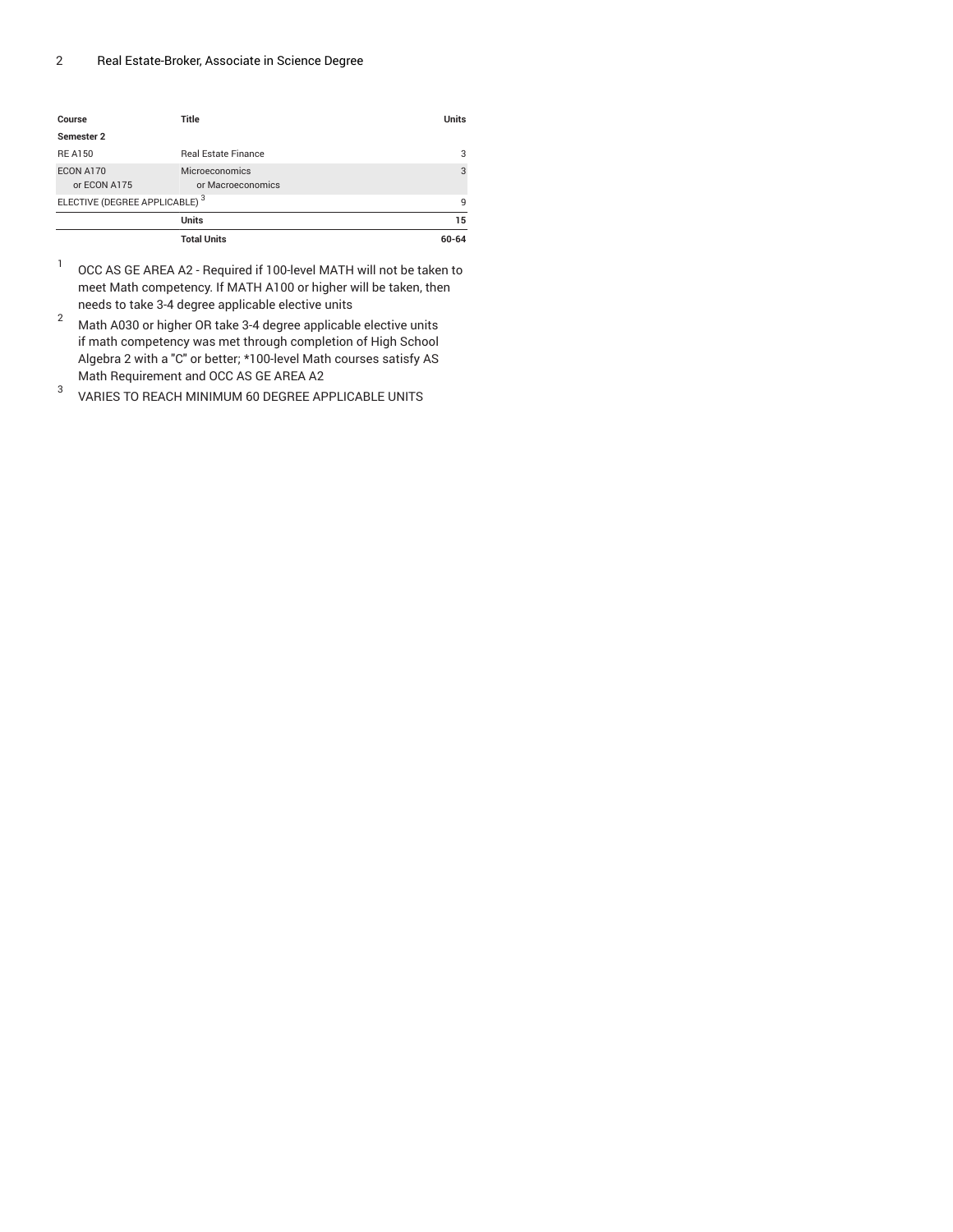| Course | Title | Units |
| --- | --- | --- |
| **Semester 2** | | |
| RE A150 | Real Estate Finance | 3 |
| ECON A170 or ECON A175 | Microeconomics or Macroeconomics | 3 |
| ELECTIVE (DEGREE APPLICABLE) [3] | | 9 |
| | **Units** | **15** |
| | **Total Units** | **60-64** |

1. OCC AS GE AREA A2 - Required if 100-level MATH will not be taken to meet Math competency. If MATH A100 or higher will be taken, then needs to take 3-4 degree applicable elective units
2. Math A030 or higher OR take 3-4 degree applicable elective units if math competency was met through completion of High School Algebra 2 with a "C" or better; *100-level Math courses satisfy AS Math Requirement and OCC AS GE AREA A2
3. VARIES TO REACH MINIMUM 60 DEGREE APPLICABLE UNITS